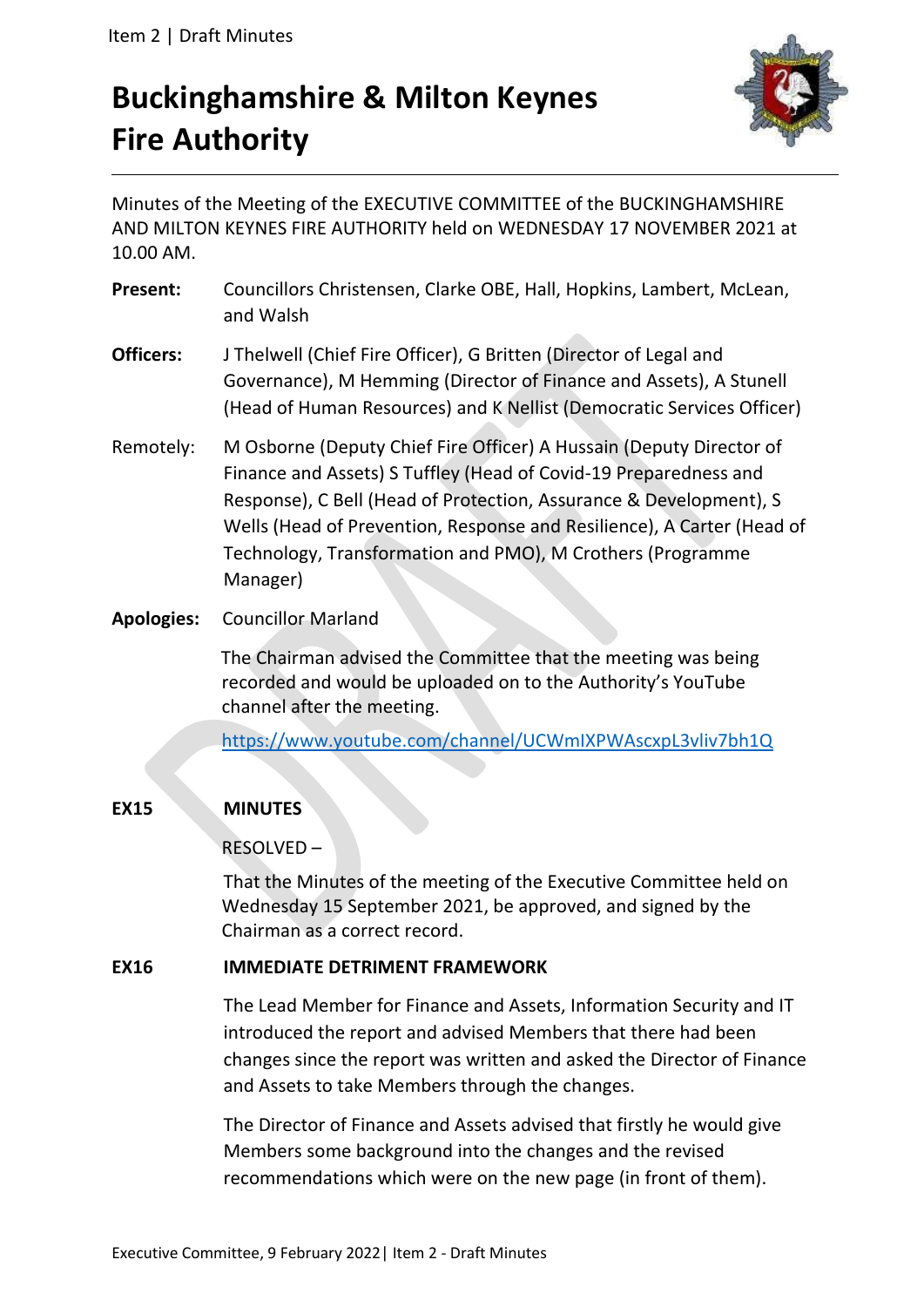# Buckinghamshire & Milton Keynes Fire Authority

Minutes of the Meeting of the EXECUTIVE COMMITTEE of the BUCKINGHAMSHIRE AND MILTON KEYNES FIRE AUTHORITY held on WEDNESDAY 17 NOVEMBER 2021 at 10.00 AM.

**Present:** Councillors Christensen, Clarke OBE, Hall, Hopkins, Lambert, McLean, and Walsh

**Officers:** J Thelwell (Chief Fire Officer), G Britten (Director of Legal and Governance), M Hemming (Director of Finance and Assets), A Stunell (Head of Human Resources) and K Nellist (Democratic Services Officer)

Remotely: M Osborne (Deputy Chief Fire Officer) A Hussain (Deputy Director of Finance and Assets) S Tuffley (Head of Covid-19 Preparedness and Response), C Bell (Head of Protection, Assurance & Development), S Wells (Head of Prevention, Response and Resilience), A Carter (Head of Technology, Transformation and PMO), M Crothers (Programme Manager)

**Apologies:** Councillor Marland

The Chairman advised the Committee that the meeting was being recorded and would be uploaded on to the Authority's YouTube channel after the meeting.

https://www.youtube.com/channel/UCWmIXPWAscxpL3vliv7bh1Q

**EX15 MINUTES**

RESOLVED –

That the Minutes of the meeting of the Executive Committee held on Wednesday 15 September 2021, be approved, and signed by the Chairman as a correct record.

**EX16 IMMEDIATE DETRIMENT FRAMEWORK**

The Lead Member for Finance and Assets, Information Security and IT introduced the report and advised Members that there had been changes since the report was written and asked the Director of Finance and Assets to take Members through the changes.

The Director of Finance and Assets advised that firstly he would give Members some background into the changes and the revised recommendations which were on the new page (in front of them).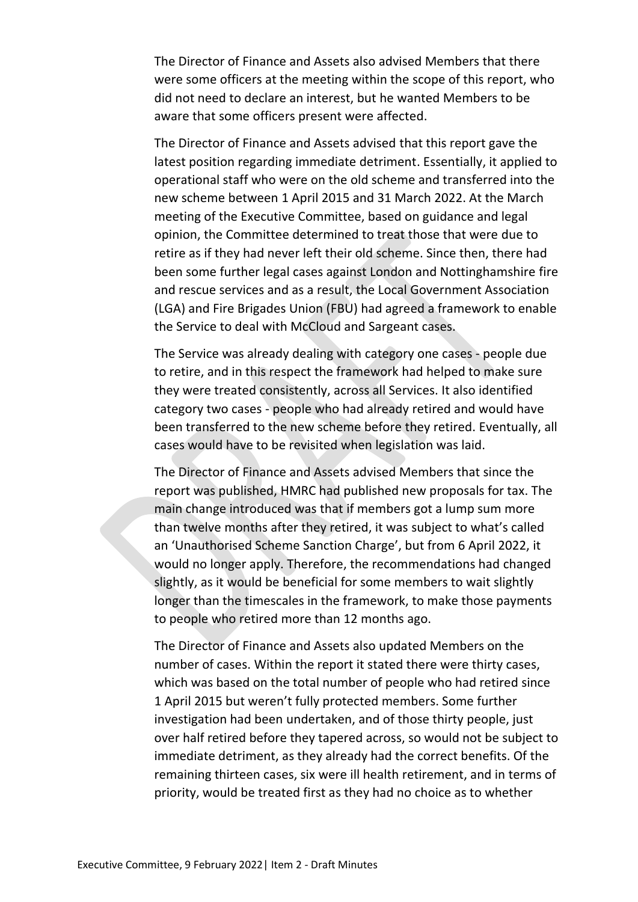The Director of Finance and Assets also advised Members that there were some officers at the meeting within the scope of this report, who did not need to declare an interest, but he wanted Members to be aware that some officers present were affected.

The Director of Finance and Assets advised that this report gave the latest position regarding immediate detriment. Essentially, it applied to operational staff who were on the old scheme and transferred into the new scheme between 1 April 2015 and 31 March 2022. At the March meeting of the Executive Committee, based on guidance and legal opinion, the Committee determined to treat those that were due to retire as if they had never left their old scheme. Since then, there had been some further legal cases against London and Nottinghamshire fire and rescue services and as a result, the Local Government Association (LGA) and Fire Brigades Union (FBU) had agreed a framework to enable the Service to deal with McCloud and Sargeant cases.

The Service was already dealing with category one cases - people due to retire, and in this respect the framework had helped to make sure they were treated consistently, across all Services. It also identified category two cases - people who had already retired and would have been transferred to the new scheme before they retired. Eventually, all cases would have to be revisited when legislation was laid.

The Director of Finance and Assets advised Members that since the report was published, HMRC had published new proposals for tax. The main change introduced was that if members got a lump sum more than twelve months after they retired, it was subject to what's called an 'Unauthorised Scheme Sanction Charge', but from 6 April 2022, it would no longer apply. Therefore, the recommendations had changed slightly, as it would be beneficial for some members to wait slightly longer than the timescales in the framework, to make those payments to people who retired more than 12 months ago.

The Director of Finance and Assets also updated Members on the number of cases. Within the report it stated there were thirty cases, which was based on the total number of people who had retired since 1 April 2015 but weren't fully protected members. Some further investigation had been undertaken, and of those thirty people, just over half retired before they tapered across, so would not be subject to immediate detriment, as they already had the correct benefits. Of the remaining thirteen cases, six were ill health retirement, and in terms of priority, would be treated first as they had no choice as to whether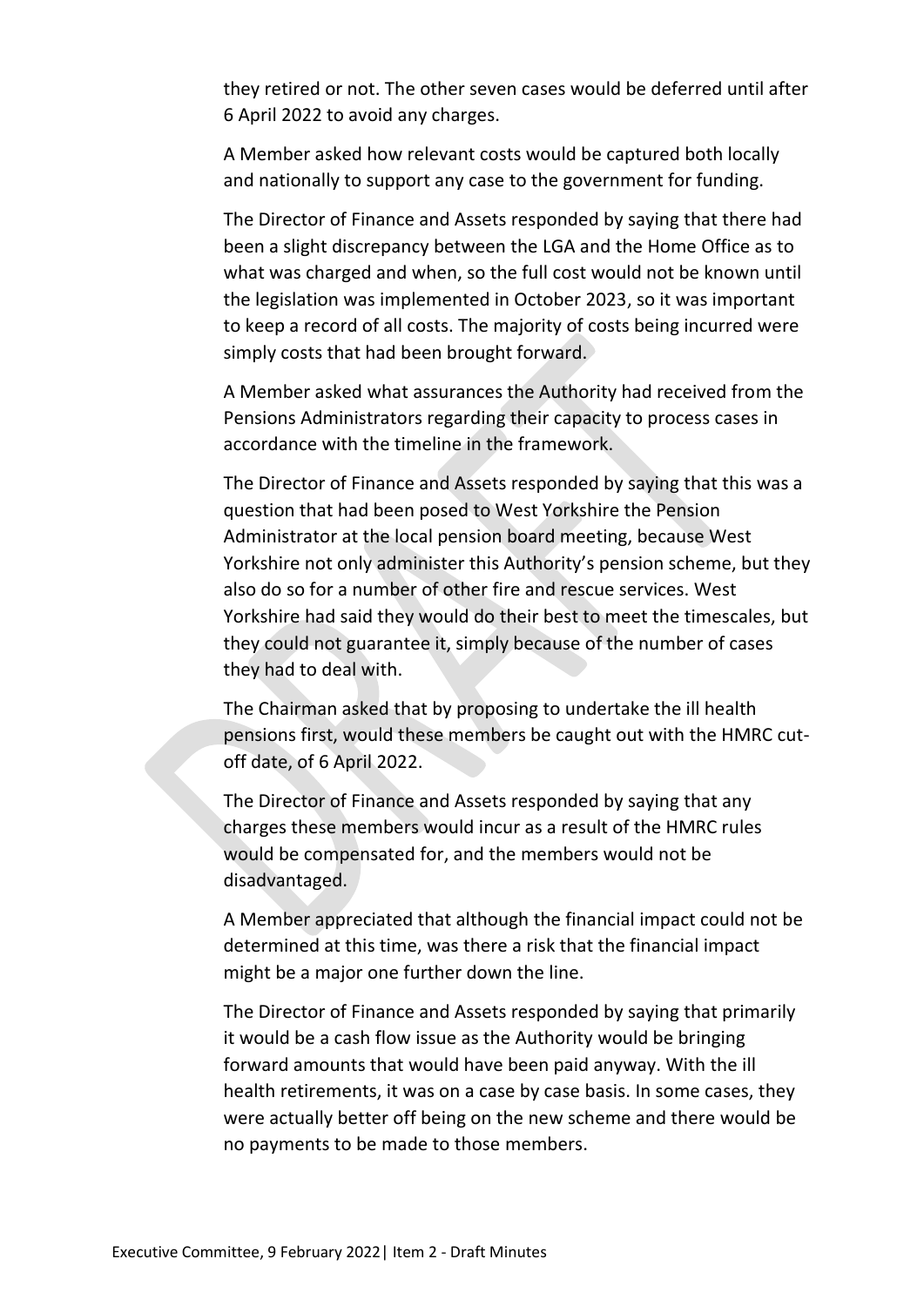they retired or not. The other seven cases would be deferred until after 6 April 2022 to avoid any charges.

A Member asked how relevant costs would be captured both locally and nationally to support any case to the government for funding.

The Director of Finance and Assets responded by saying that there had been a slight discrepancy between the LGA and the Home Office as to what was charged and when, so the full cost would not be known until the legislation was implemented in October 2023, so it was important to keep a record of all costs. The majority of costs being incurred were simply costs that had been brought forward.

A Member asked what assurances the Authority had received from the Pensions Administrators regarding their capacity to process cases in accordance with the timeline in the framework.

The Director of Finance and Assets responded by saying that this was a question that had been posed to West Yorkshire the Pension Administrator at the local pension board meeting, because West Yorkshire not only administer this Authority's pension scheme, but they also do so for a number of other fire and rescue services. West Yorkshire had said they would do their best to meet the timescales, but they could not guarantee it, simply because of the number of cases they had to deal with.

The Chairman asked that by proposing to undertake the ill health pensions first, would these members be caught out with the HMRC cut-off date, of 6 April 2022.

The Director of Finance and Assets responded by saying that any charges these members would incur as a result of the HMRC rules would be compensated for, and the members would not be disadvantaged.

A Member appreciated that although the financial impact could not be determined at this time, was there a risk that the financial impact might be a major one further down the line.

The Director of Finance and Assets responded by saying that primarily it would be a cash flow issue as the Authority would be bringing forward amounts that would have been paid anyway. With the ill health retirements, it was on a case by case basis. In some cases, they were actually better off being on the new scheme and there would be no payments to be made to those members.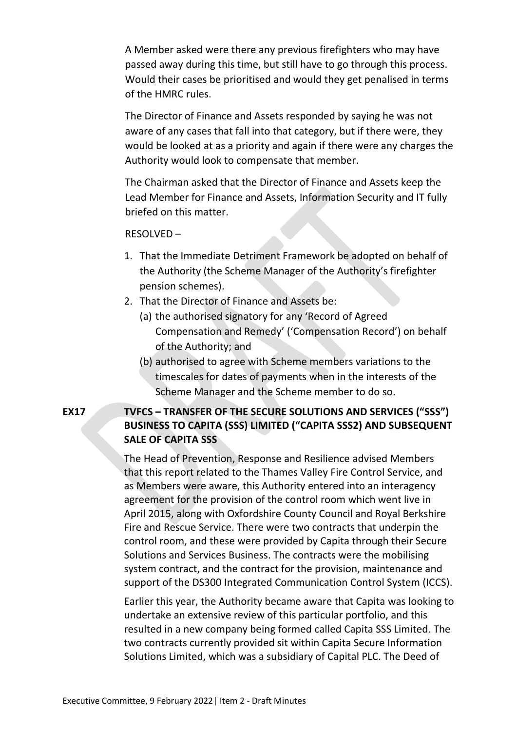A Member asked were there any previous firefighters who may have passed away during this time, but still have to go through this process. Would their cases be prioritised and would they get penalised in terms of the HMRC rules.

The Director of Finance and Assets responded by saying he was not aware of any cases that fall into that category, but if there were, they would be looked at as a priority and again if there were any charges the Authority would look to compensate that member.

The Chairman asked that the Director of Finance and Assets keep the Lead Member for Finance and Assets, Information Security and IT fully briefed on this matter.

RESOLVED –

1. That the Immediate Detriment Framework be adopted on behalf of the Authority (the Scheme Manager of the Authority's firefighter pension schemes).
2. That the Director of Finance and Assets be:
   (a) the authorised signatory for any 'Record of Agreed Compensation and Remedy' ('Compensation Record') on behalf of the Authority; and
   (b) authorised to agree with Scheme members variations to the timescales for dates of payments when in the interests of the Scheme Manager and the Scheme member to do so.

**EX17 TVFCS – TRANSFER OF THE SECURE SOLUTIONS AND SERVICES ("SSS") BUSINESS TO CAPITA (SSS) LIMITED ("CAPITA SSS2) AND SUBSEQUENT SALE OF CAPITA SSS**

The Head of Prevention, Response and Resilience advised Members that this report related to the Thames Valley Fire Control Service, and as Members were aware, this Authority entered into an interagency agreement for the provision of the control room which went live in April 2015, along with Oxfordshire County Council and Royal Berkshire Fire and Rescue Service. There were two contracts that underpin the control room, and these were provided by Capita through their Secure Solutions and Services Business. The contracts were the mobilising system contract, and the contract for the provision, maintenance and support of the DS300 Integrated Communication Control System (ICCS).

Earlier this year, the Authority became aware that Capita was looking to undertake an extensive review of this particular portfolio, and this resulted in a new company being formed called Capita SSS Limited. The two contracts currently provided sit within Capita Secure Information Solutions Limited, which was a subsidiary of Capital PLC. The Deed of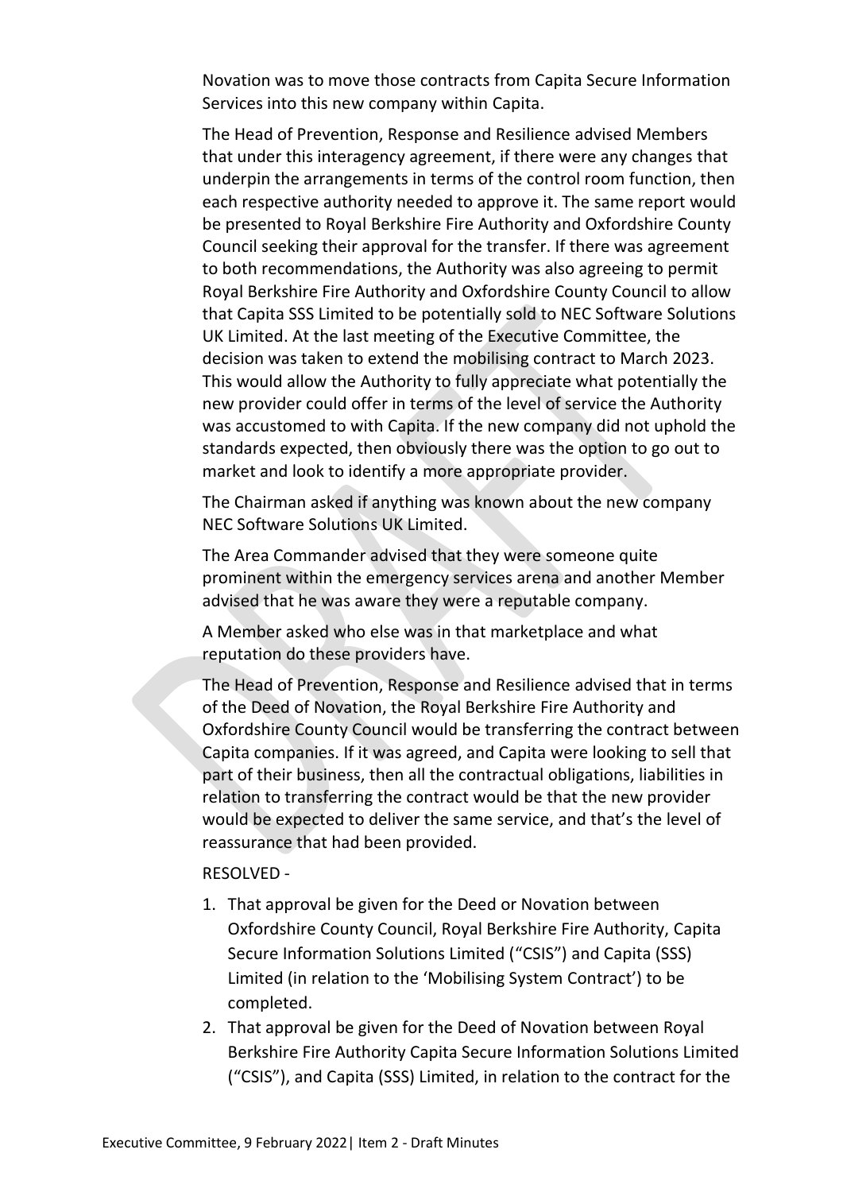Novation was to move those contracts from Capita Secure Information Services into this new company within Capita.

The Head of Prevention, Response and Resilience advised Members that under this interagency agreement, if there were any changes that underpin the arrangements in terms of the control room function, then each respective authority needed to approve it. The same report would be presented to Royal Berkshire Fire Authority and Oxfordshire County Council seeking their approval for the transfer. If there was agreement to both recommendations, the Authority was also agreeing to permit Royal Berkshire Fire Authority and Oxfordshire County Council to allow that Capita SSS Limited to be potentially sold to NEC Software Solutions UK Limited. At the last meeting of the Executive Committee, the decision was taken to extend the mobilising contract to March 2023. This would allow the Authority to fully appreciate what potentially the new provider could offer in terms of the level of service the Authority was accustomed to with Capita. If the new company did not uphold the standards expected, then obviously there was the option to go out to market and look to identify a more appropriate provider.

The Chairman asked if anything was known about the new company NEC Software Solutions UK Limited.

The Area Commander advised that they were someone quite prominent within the emergency services arena and another Member advised that he was aware they were a reputable company.

A Member asked who else was in that marketplace and what reputation do these providers have.

The Head of Prevention, Response and Resilience advised that in terms of the Deed of Novation, the Royal Berkshire Fire Authority and Oxfordshire County Council would be transferring the contract between Capita companies. If it was agreed, and Capita were looking to sell that part of their business, then all the contractual obligations, liabilities in relation to transferring the contract would be that the new provider would be expected to deliver the same service, and that's the level of reassurance that had been provided.

RESOLVED -

1. That approval be given for the Deed or Novation between Oxfordshire County Council, Royal Berkshire Fire Authority, Capita Secure Information Solutions Limited ("CSIS") and Capita (SSS) Limited (in relation to the 'Mobilising System Contract') to be completed.
2. That approval be given for the Deed of Novation between Royal Berkshire Fire Authority Capita Secure Information Solutions Limited ("CSIS"), and Capita (SSS) Limited, in relation to the contract for the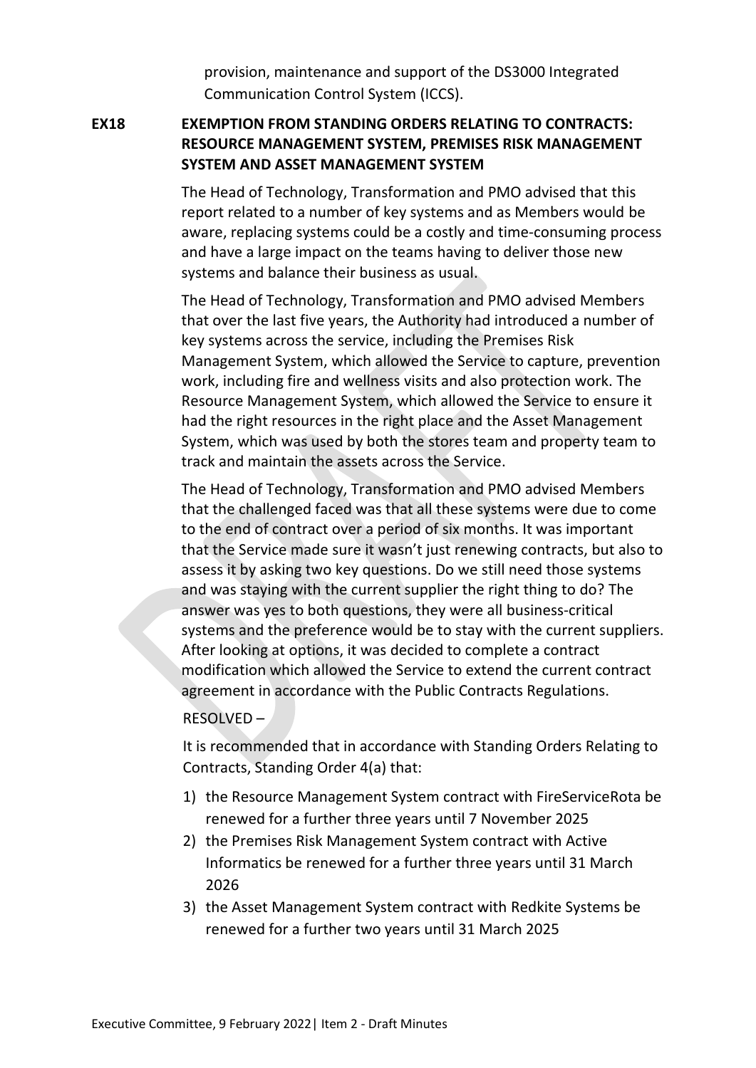provision, maintenance and support of the DS3000 Integrated Communication Control System (ICCS).

**EX18 EXEMPTION FROM STANDING ORDERS RELATING TO CONTRACTS: RESOURCE MANAGEMENT SYSTEM, PREMISES RISK MANAGEMENT SYSTEM AND ASSET MANAGEMENT SYSTEM**

The Head of Technology, Transformation and PMO advised that this report related to a number of key systems and as Members would be aware, replacing systems could be a costly and time-consuming process and have a large impact on the teams having to deliver those new systems and balance their business as usual.

The Head of Technology, Transformation and PMO advised Members that over the last five years, the Authority had introduced a number of key systems across the service, including the Premises Risk Management System, which allowed the Service to capture, prevention work, including fire and wellness visits and also protection work. The Resource Management System, which allowed the Service to ensure it had the right resources in the right place and the Asset Management System, which was used by both the stores team and property team to track and maintain the assets across the Service.

The Head of Technology, Transformation and PMO advised Members that the challenged faced was that all these systems were due to come to the end of contract over a period of six months. It was important that the Service made sure it wasn't just renewing contracts, but also to assess it by asking two key questions. Do we still need those systems and was staying with the current supplier the right thing to do? The answer was yes to both questions, they were all business-critical systems and the preference would be to stay with the current suppliers. After looking at options, it was decided to complete a contract modification which allowed the Service to extend the current contract agreement in accordance with the Public Contracts Regulations.

RESOLVED –

It is recommended that in accordance with Standing Orders Relating to Contracts, Standing Order 4(a) that:

1) the Resource Management System contract with FireServiceRota be renewed for a further three years until 7 November 2025
2) the Premises Risk Management System contract with Active Informatics be renewed for a further three years until 31 March 2026
3) the Asset Management System contract with Redkite Systems be renewed for a further two years until 31 March 2025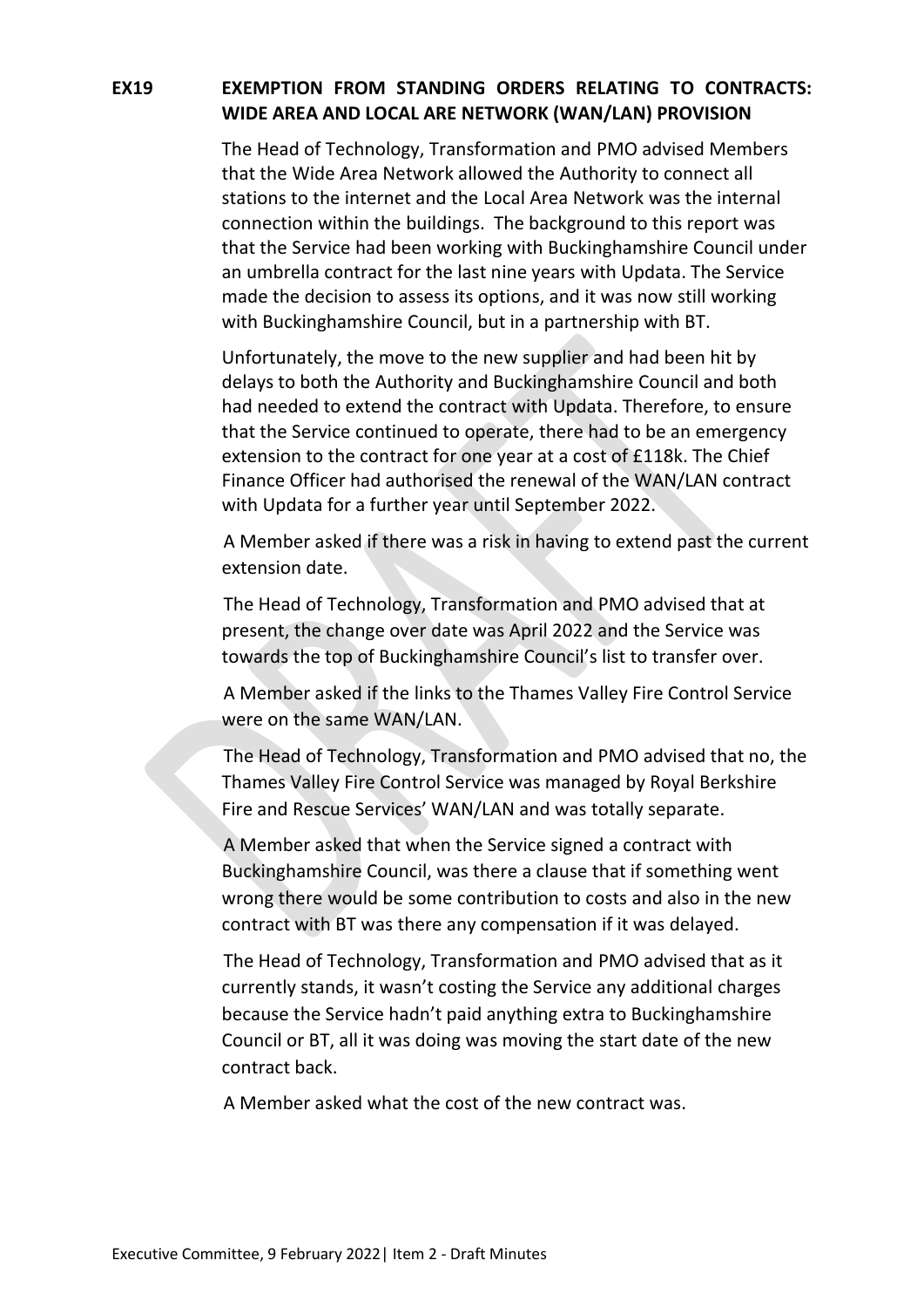**EX19 EXEMPTION FROM STANDING ORDERS RELATING TO CONTRACTS: WIDE AREA AND LOCAL ARE NETWORK (WAN/LAN) PROVISION**

The Head of Technology, Transformation and PMO advised Members that the Wide Area Network allowed the Authority to connect all stations to the internet and the Local Area Network was the internal connection within the buildings. The background to this report was that the Service had been working with Buckinghamshire Council under an umbrella contract for the last nine years with Updata. The Service made the decision to assess its options, and it was now still working with Buckinghamshire Council, but in a partnership with BT.

Unfortunately, the move to the new supplier and had been hit by delays to both the Authority and Buckinghamshire Council and both had needed to extend the contract with Updata. Therefore, to ensure that the Service continued to operate, there had to be an emergency extension to the contract for one year at a cost of £118k. The Chief Finance Officer had authorised the renewal of the WAN/LAN contract with Updata for a further year until September 2022.

A Member asked if there was a risk in having to extend past the current extension date.

The Head of Technology, Transformation and PMO advised that at present, the change over date was April 2022 and the Service was towards the top of Buckinghamshire Council's list to transfer over.

A Member asked if the links to the Thames Valley Fire Control Service were on the same WAN/LAN.

The Head of Technology, Transformation and PMO advised that no, the Thames Valley Fire Control Service was managed by Royal Berkshire Fire and Rescue Services' WAN/LAN and was totally separate.

A Member asked that when the Service signed a contract with Buckinghamshire Council, was there a clause that if something went wrong there would be some contribution to costs and also in the new contract with BT was there any compensation if it was delayed.

The Head of Technology, Transformation and PMO advised that as it currently stands, it wasn't costing the Service any additional charges because the Service hadn't paid anything extra to Buckinghamshire Council or BT, all it was doing was moving the start date of the new contract back.

A Member asked what the cost of the new contract was.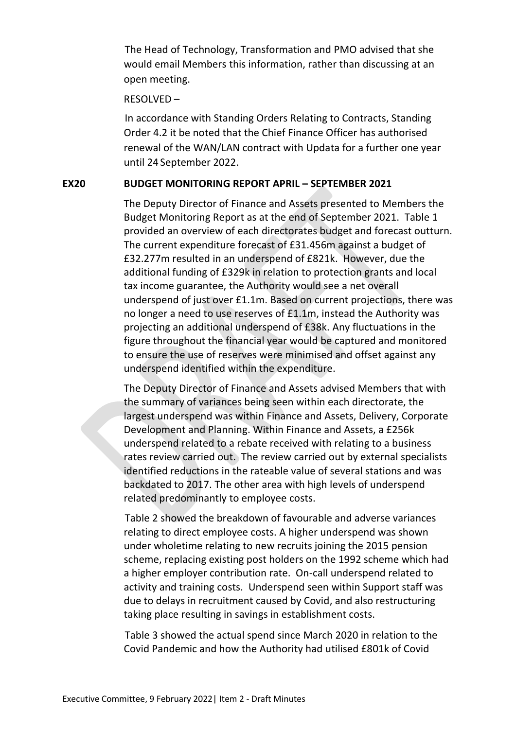The Head of Technology, Transformation and PMO advised that she would email Members this information, rather than discussing at an open meeting.

RESOLVED –

In accordance with Standing Orders Relating to Contracts, Standing Order 4.2 it be noted that the Chief Finance Officer has authorised renewal of the WAN/LAN contract with Updata for a further one year until 24 September 2022.

**EX20 BUDGET MONITORING REPORT APRIL – SEPTEMBER 2021**

The Deputy Director of Finance and Assets presented to Members the Budget Monitoring Report as at the end of September 2021. Table 1 provided an overview of each directorates budget and forecast outturn. The current expenditure forecast of £31.456m against a budget of £32.277m resulted in an underspend of £821k. However, due the additional funding of £329k in relation to protection grants and local tax income guarantee, the Authority would see a net overall underspend of just over £1.1m. Based on current projections, there was no longer a need to use reserves of £1.1m, instead the Authority was projecting an additional underspend of £38k. Any fluctuations in the figure throughout the financial year would be captured and monitored to ensure the use of reserves were minimised and offset against any underspend identified within the expenditure.

The Deputy Director of Finance and Assets advised Members that with the summary of variances being seen within each directorate, the largest underspend was within Finance and Assets, Delivery, Corporate Development and Planning. Within Finance and Assets, a £256k underspend related to a rebate received with relating to a business rates review carried out. The review carried out by external specialists identified reductions in the rateable value of several stations and was backdated to 2017. The other area with high levels of underspend related predominantly to employee costs.

Table 2 showed the breakdown of favourable and adverse variances relating to direct employee costs. A higher underspend was shown under wholetime relating to new recruits joining the 2015 pension scheme, replacing existing post holders on the 1992 scheme which had a higher employer contribution rate. On-call underspend related to activity and training costs. Underspend seen within Support staff was due to delays in recruitment caused by Covid, and also restructuring taking place resulting in savings in establishment costs.

Table 3 showed the actual spend since March 2020 in relation to the Covid Pandemic and how the Authority had utilised £801k of Covid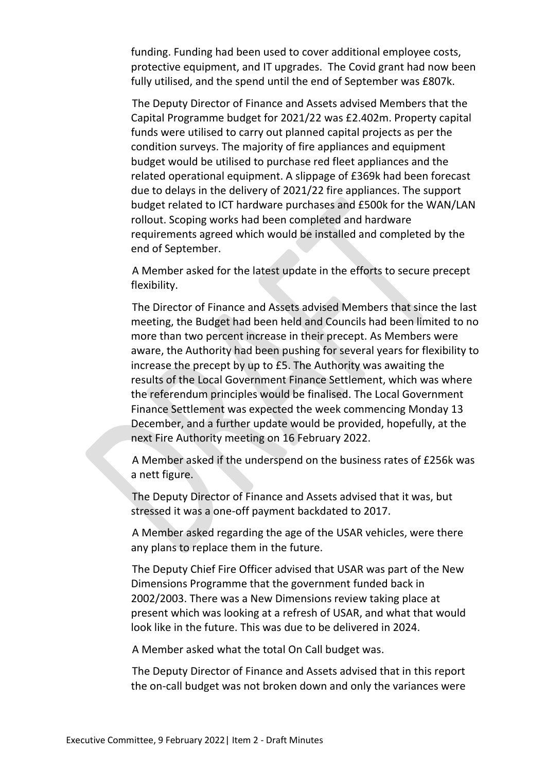funding. Funding had been used to cover additional employee costs, protective equipment, and IT upgrades. The Covid grant had now been fully utilised, and the spend until the end of September was £807k.

The Deputy Director of Finance and Assets advised Members that the Capital Programme budget for 2021/22 was £2.402m. Property capital funds were utilised to carry out planned capital projects as per the condition surveys. The majority of fire appliances and equipment budget would be utilised to purchase red fleet appliances and the related operational equipment. A slippage of £369k had been forecast due to delays in the delivery of 2021/22 fire appliances. The support budget related to ICT hardware purchases and £500k for the WAN/LAN rollout. Scoping works had been completed and hardware requirements agreed which would be installed and completed by the end of September.

A Member asked for the latest update in the efforts to secure precept flexibility.

The Director of Finance and Assets advised Members that since the last meeting, the Budget had been held and Councils had been limited to no more than two percent increase in their precept. As Members were aware, the Authority had been pushing for several years for flexibility to increase the precept by up to £5. The Authority was awaiting the results of the Local Government Finance Settlement, which was where the referendum principles would be finalised. The Local Government Finance Settlement was expected the week commencing Monday 13 December, and a further update would be provided, hopefully, at the next Fire Authority meeting on 16 February 2022.

A Member asked if the underspend on the business rates of £256k was a nett figure.

The Deputy Director of Finance and Assets advised that it was, but stressed it was a one-off payment backdated to 2017.

A Member asked regarding the age of the USAR vehicles, were there any plans to replace them in the future.

The Deputy Chief Fire Officer advised that USAR was part of the New Dimensions Programme that the government funded back in 2002/2003. There was a New Dimensions review taking place at present which was looking at a refresh of USAR, and what that would look like in the future. This was due to be delivered in 2024.

A Member asked what the total On Call budget was.

The Deputy Director of Finance and Assets advised that in this report the on-call budget was not broken down and only the variances were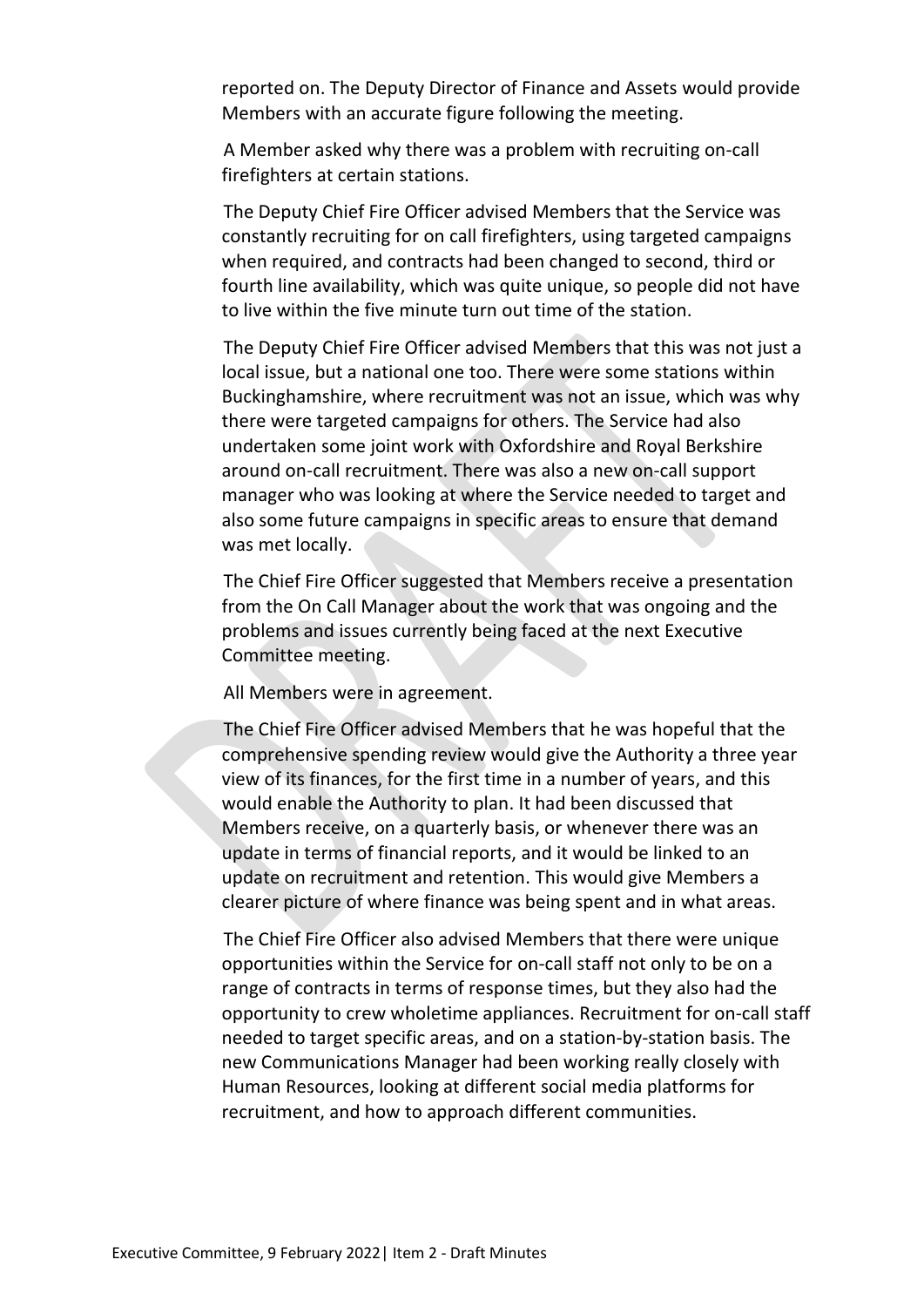reported on. The Deputy Director of Finance and Assets would provide Members with an accurate figure following the meeting.

A Member asked why there was a problem with recruiting on-call firefighters at certain stations.

The Deputy Chief Fire Officer advised Members that the Service was constantly recruiting for on call firefighters, using targeted campaigns when required, and contracts had been changed to second, third or fourth line availability, which was quite unique, so people did not have to live within the five minute turn out time of the station.

The Deputy Chief Fire Officer advised Members that this was not just a local issue, but a national one too. There were some stations within Buckinghamshire, where recruitment was not an issue, which was why there were targeted campaigns for others. The Service had also undertaken some joint work with Oxfordshire and Royal Berkshire around on-call recruitment. There was also a new on-call support manager who was looking at where the Service needed to target and also some future campaigns in specific areas to ensure that demand was met locally.

The Chief Fire Officer suggested that Members receive a presentation from the On Call Manager about the work that was ongoing and the problems and issues currently being faced at the next Executive Committee meeting.

All Members were in agreement.

The Chief Fire Officer advised Members that he was hopeful that the comprehensive spending review would give the Authority a three year view of its finances, for the first time in a number of years, and this would enable the Authority to plan. It had been discussed that Members receive, on a quarterly basis, or whenever there was an update in terms of financial reports, and it would be linked to an update on recruitment and retention. This would give Members a clearer picture of where finance was being spent and in what areas.

The Chief Fire Officer also advised Members that there were unique opportunities within the Service for on-call staff not only to be on a range of contracts in terms of response times, but they also had the opportunity to crew wholetime appliances. Recruitment for on-call staff needed to target specific areas, and on a station-by-station basis. The new Communications Manager had been working really closely with Human Resources, looking at different social media platforms for recruitment, and how to approach different communities.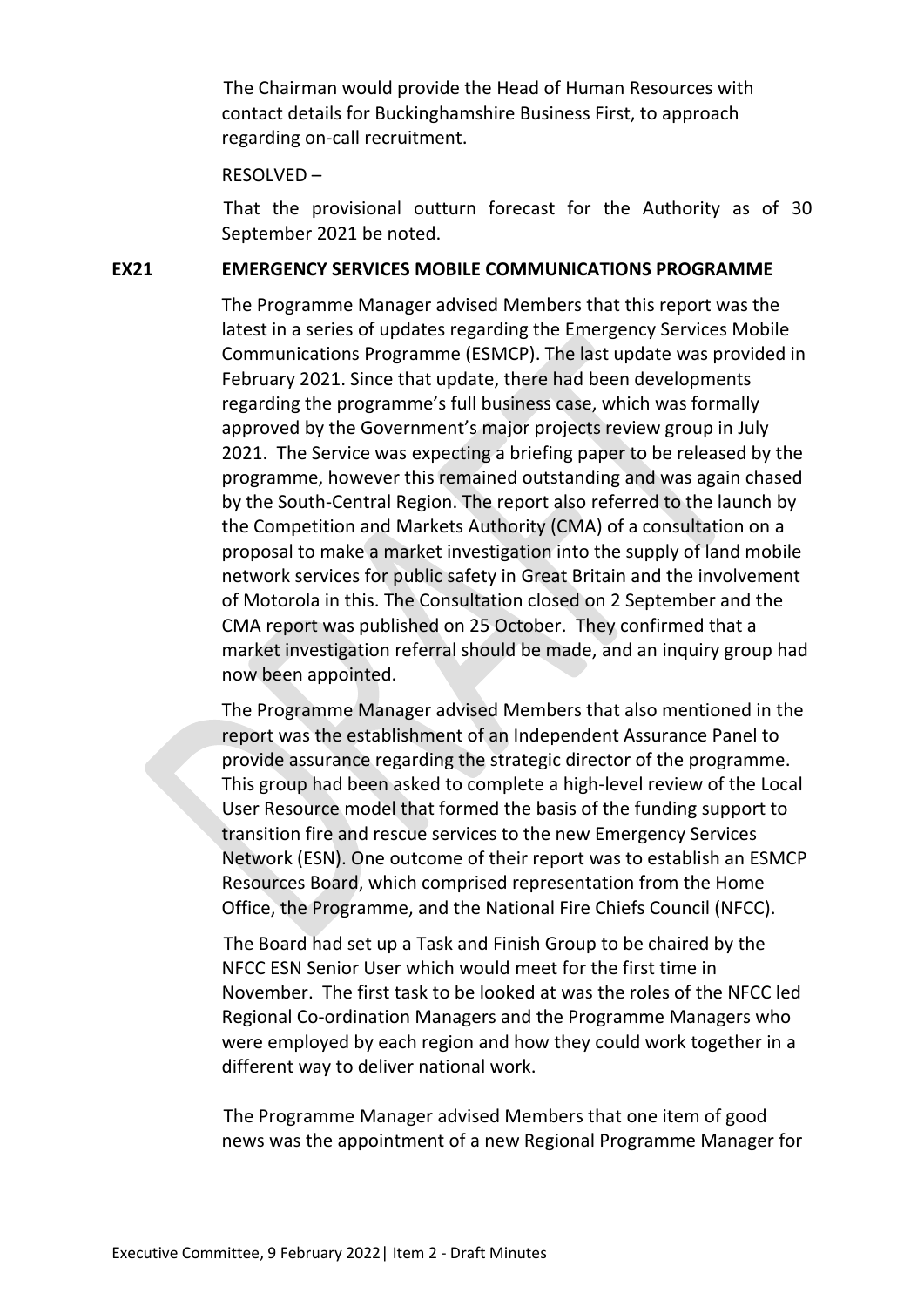The Chairman would provide the Head of Human Resources with contact details for Buckinghamshire Business First, to approach regarding on-call recruitment.

RESOLVED –

That the provisional outturn forecast for the Authority as of 30 September 2021 be noted.

**EX21 EMERGENCY SERVICES MOBILE COMMUNICATIONS PROGRAMME**

The Programme Manager advised Members that this report was the latest in a series of updates regarding the Emergency Services Mobile Communications Programme (ESMCP). The last update was provided in February 2021. Since that update, there had been developments regarding the programme's full business case, which was formally approved by the Government's major projects review group in July 2021. The Service was expecting a briefing paper to be released by the programme, however this remained outstanding and was again chased by the South-Central Region. The report also referred to the launch by the Competition and Markets Authority (CMA) of a consultation on a proposal to make a market investigation into the supply of land mobile network services for public safety in Great Britain and the involvement of Motorola in this. The Consultation closed on 2 September and the CMA report was published on 25 October. They confirmed that a market investigation referral should be made, and an inquiry group had now been appointed.

The Programme Manager advised Members that also mentioned in the report was the establishment of an Independent Assurance Panel to provide assurance regarding the strategic director of the programme. This group had been asked to complete a high-level review of the Local User Resource model that formed the basis of the funding support to transition fire and rescue services to the new Emergency Services Network (ESN). One outcome of their report was to establish an ESMCP Resources Board, which comprised representation from the Home Office, the Programme, and the National Fire Chiefs Council (NFCC).

The Board had set up a Task and Finish Group to be chaired by the NFCC ESN Senior User which would meet for the first time in November. The first task to be looked at was the roles of the NFCC led Regional Co-ordination Managers and the Programme Managers who were employed by each region and how they could work together in a different way to deliver national work.

The Programme Manager advised Members that one item of good news was the appointment of a new Regional Programme Manager for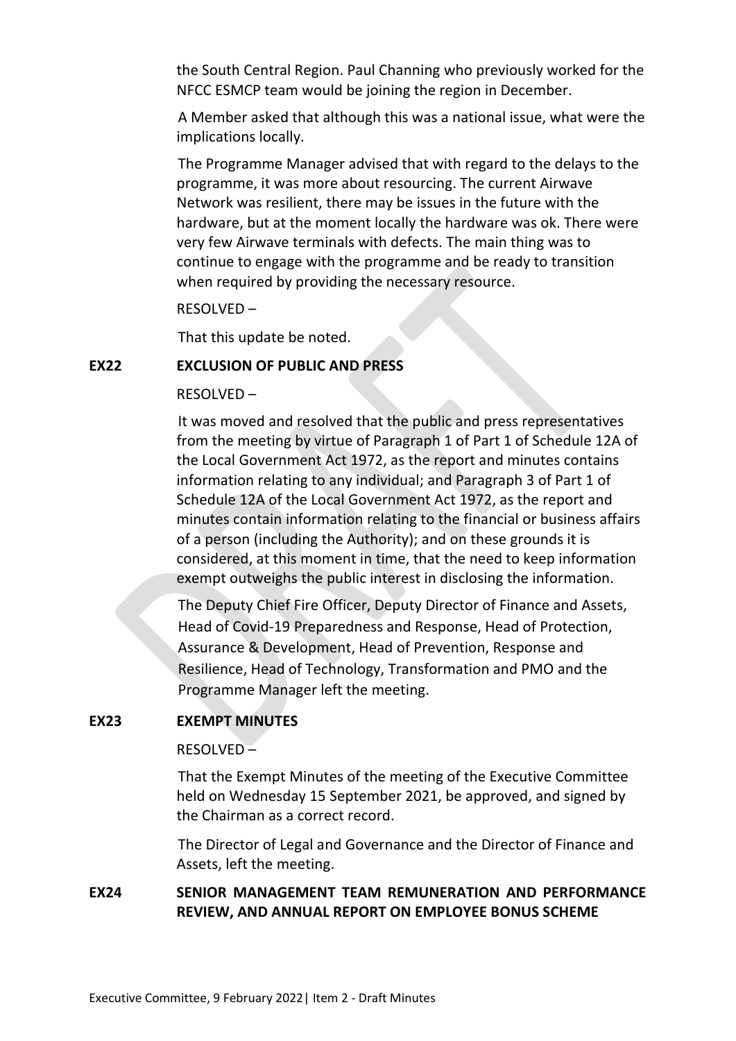the South Central Region. Paul Channing who previously worked for the NFCC ESMCP team would be joining the region in December.

A Member asked that although this was a national issue, what were the implications locally.

The Programme Manager advised that with regard to the delays to the programme, it was more about resourcing. The current Airwave Network was resilient, there may be issues in the future with the hardware, but at the moment locally the hardware was ok. There were very few Airwave terminals with defects. The main thing was to continue to engage with the programme and be ready to transition when required by providing the necessary resource.

RESOLVED –

That this update be noted.

**EX22 EXCLUSION OF PUBLIC AND PRESS**

RESOLVED –

It was moved and resolved that the public and press representatives from the meeting by virtue of Paragraph 1 of Part 1 of Schedule 12A of the Local Government Act 1972, as the report and minutes contains information relating to any individual; and Paragraph 3 of Part 1 of Schedule 12A of the Local Government Act 1972, as the report and minutes contain information relating to the financial or business affairs of a person (including the Authority); and on these grounds it is considered, at this moment in time, that the need to keep information exempt outweighs the public interest in disclosing the information.

The Deputy Chief Fire Officer, Deputy Director of Finance and Assets, Head of Covid-19 Preparedness and Response, Head of Protection, Assurance & Development, Head of Prevention, Response and Resilience, Head of Technology, Transformation and PMO and the Programme Manager left the meeting.

**EX23 EXEMPT MINUTES**

RESOLVED –

That the Exempt Minutes of the meeting of the Executive Committee held on Wednesday 15 September 2021, be approved, and signed by the Chairman as a correct record.

The Director of Legal and Governance and the Director of Finance and Assets, left the meeting.

**EX24 SENIOR MANAGEMENT TEAM REMUNERATION AND PERFORMANCE REVIEW, AND ANNUAL REPORT ON EMPLOYEE BONUS SCHEME**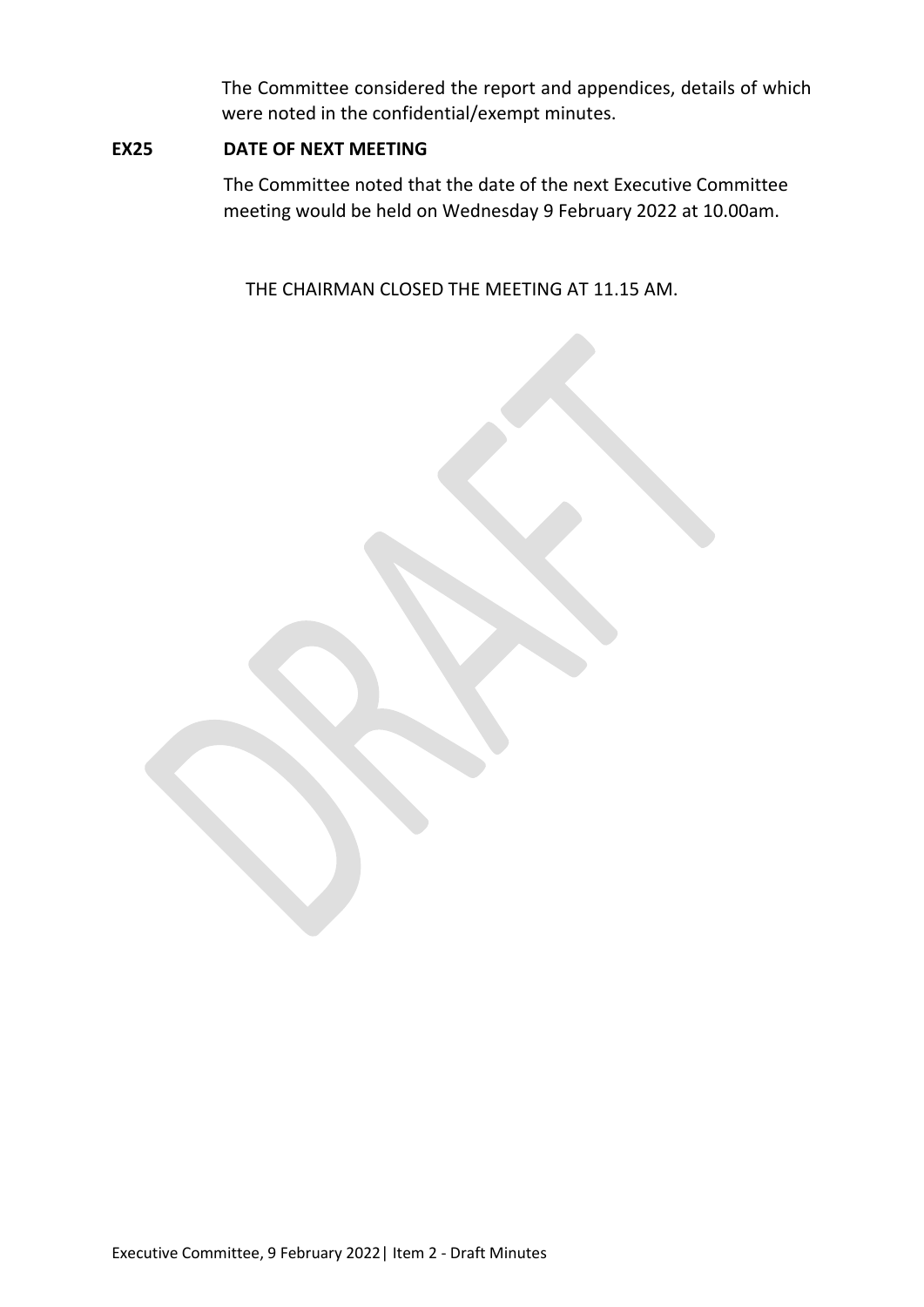The Committee considered the report and appendices, details of which were noted in the confidential/exempt minutes.

**EX25 DATE OF NEXT MEETING**

The Committee noted that the date of the next Executive Committee meeting would be held on Wednesday 9 February 2022 at 10.00am.

THE CHAIRMAN CLOSED THE MEETING AT 11.15 AM.